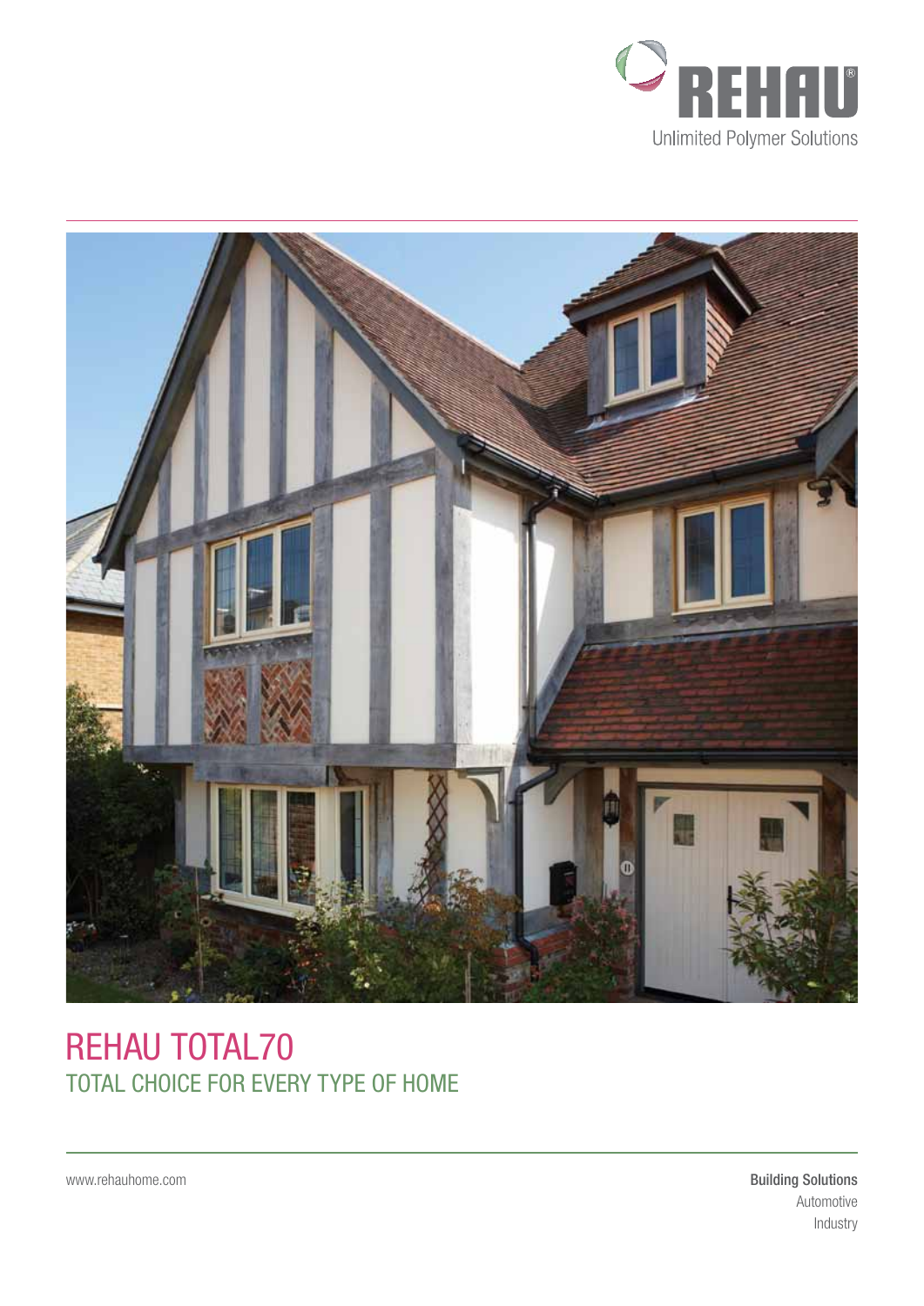REHAU

Unlimited Polymer Solutions

# REHAU TOTAL70

## TOTAL CHOICE FOR EVERY TYPE OF HOME

www.rehauhome.com

**Building Solutions**
Automotive
Industry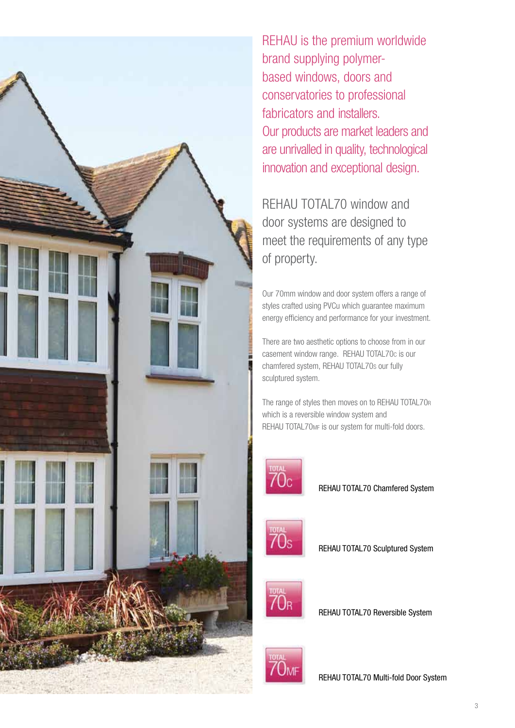REHAU is the premium worldwide brand supplying polymer-based windows, doors and conservatories to professional fabricators and installers.
Our products are market leaders and are unrivalled in quality, technological innovation and exceptional design.

REHAU TOTAL70 window and door systems are designed to meet the requirements of any type of property.

Our 70mm window and door system offers a range of styles crafted using PVCu which guarantee maximum energy efficiency and performance for your investment.

There are two aesthetic options to choose from in our casement window range. REHAU TOTAL70C is our chamfered system, REHAU TOTAL70S our fully sculptured system.

The range of styles then moves on to REHAU TOTAL70R which is a reversible window system and REHAU TOTAL70MF is our system for multi-fold doors.

TOTAL 70C — REHAU TOTAL70 Chamfered System

TOTAL 70S — REHAU TOTAL70 Sculptured System

TOTAL 70R — REHAU TOTAL70 Reversible System

TOTAL 70MF — REHAU TOTAL70 Multi-fold Door System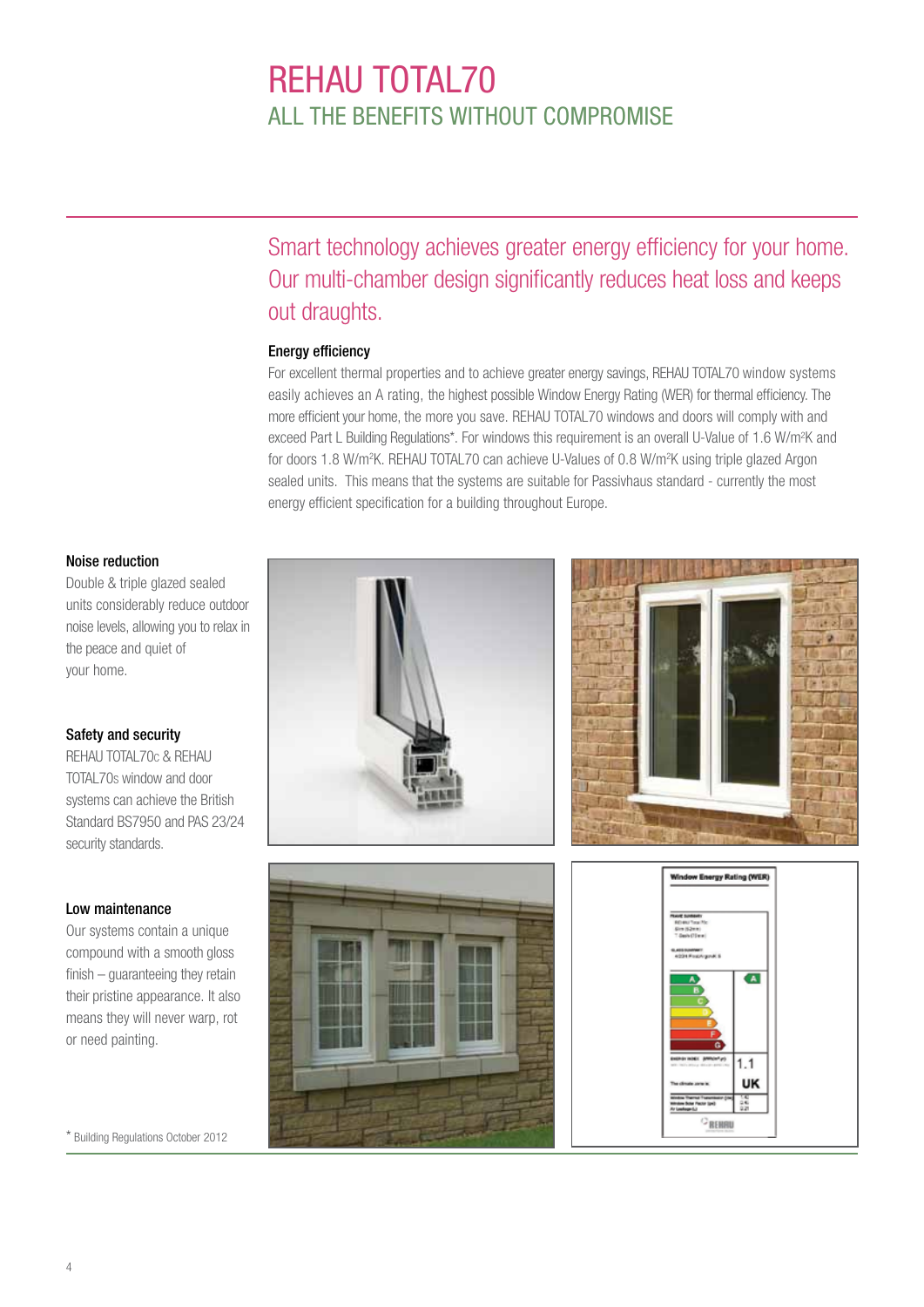# REHAU TOTAL70

## ALL THE BENEFITS WITHOUT COMPROMISE

Smart technology achieves greater energy efficiency for your home. Our multi-chamber design significantly reduces heat loss and keeps out draughts.

### Energy efficiency

For excellent thermal properties and to achieve greater energy savings, REHAU TOTAL70 window systems easily achieves an A rating, the highest possible Window Energy Rating (WER) for thermal efficiency. The more efficient your home, the more you save. REHAU TOTAL70 windows and doors will comply with and exceed Part L Building Regulations*. For windows this requirement is an overall U-Value of 1.6 W/m²K and for doors 1.8 W/m²K. REHAU TOTAL70 can achieve U-Values of 0.8 W/m²K using triple glazed Argon sealed units. This means that the systems are suitable for Passivhaus standard - currently the most energy efficient specification for a building throughout Europe.

### Noise reduction

Double & triple glazed sealed units considerably reduce outdoor noise levels, allowing you to relax in the peace and quiet of your home.

### Safety and security

REHAU TOTAL70C & REHAU TOTAL70S window and door systems can achieve the British Standard BS7950 and PAS 23/24 security standards.

### Low maintenance

Our systems contain a unique compound with a smooth gloss finish – guaranteeing they retain their pristine appearance. It also means they will never warp, rot or need painting.

* Building Regulations October 2012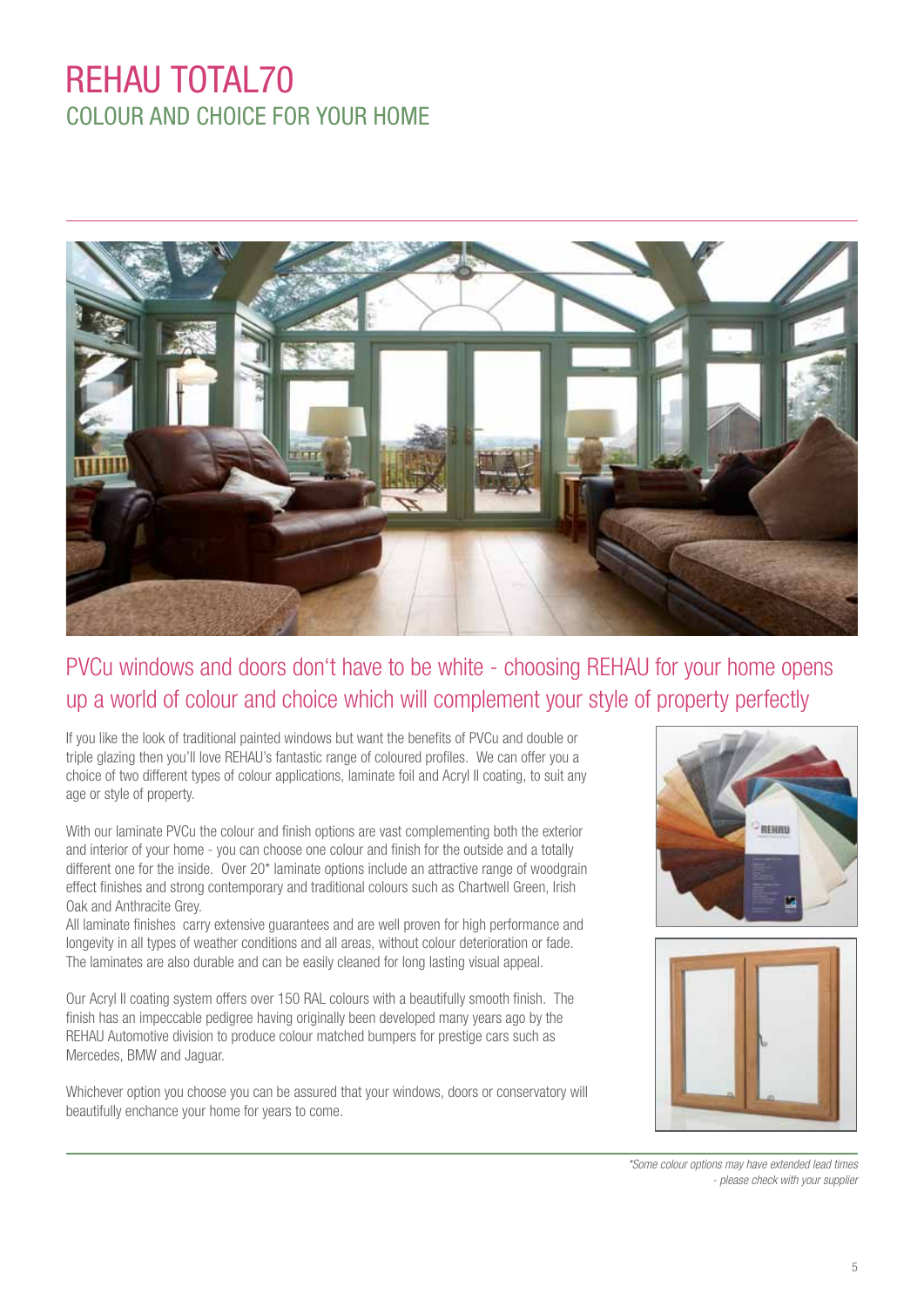# REHAU TOTAL70

## COLOUR AND CHOICE FOR YOUR HOME

### PVCu windows and doors don't have to be white - choosing REHAU for your home opens up a world of colour and choice which will complement your style of property perfectly

If you like the look of traditional painted windows but want the benefits of PVCu and double or triple glazing then you'll love REHAU's fantastic range of coloured profiles. We can offer you a choice of two different types of colour applications, laminate foil and Acryl II coating, to suit any age or style of property.

With our laminate PVCu the colour and finish options are vast complementing both the exterior and interior of your home - you can choose one colour and finish for the outside and a totally different one for the inside. Over 20* laminate options include an attractive range of woodgrain effect finishes and strong contemporary and traditional colours such as Chartwell Green, Irish Oak and Anthracite Grey.

All laminate finishes carry extensive guarantees and are well proven for high performance and longevity in all types of weather conditions and all areas, without colour deterioration or fade. The laminates are also durable and can be easily cleaned for long lasting visual appeal.

Our Acryl II coating system offers over 150 RAL colours with a beautifully smooth finish. The finish has an impeccable pedigree having originally been developed many years ago by the REHAU Automotive division to produce colour matched bumpers for prestige cars such as Mercedes, BMW and Jaguar.

Whichever option you choose you can be assured that your windows, doors or conservatory will beautifully enchance your home for years to come.

*\*Some colour options may have extended lead times - please check with your supplier*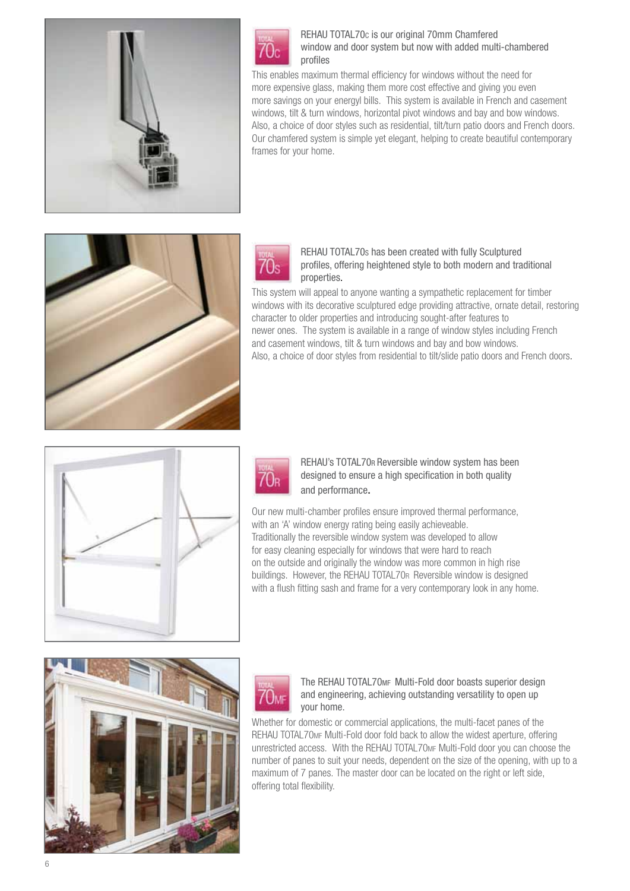REHAU TOTAL70C is our original 70mm Chamfered window and door system but now with added multi-chambered profiles

This enables maximum thermal efficiency for windows without the need for more expensive glass, making them more cost effective and giving you even more savings on your energyl bills. This system is available in French and casement windows, tilt & turn windows, horizontal pivot windows and bay and bow windows. Also, a choice of door styles such as residential, tilt/turn patio doors and French doors. Our chamfered system is simple yet elegant, helping to create beautiful contemporary frames for your home.

REHAU TOTAL70S has been created with fully Sculptured profiles, offering heightened style to both modern and traditional properties.

This system will appeal to anyone wanting a sympathetic replacement for timber windows with its decorative sculptured edge providing attractive, ornate detail, restoring character to older properties and introducing sought-after features to newer ones. The system is available in a range of window styles including French and casement windows, tilt & turn windows and bay and bow windows. Also, a choice of door styles from residential to tilt/slide patio doors and French doors.

REHAU's TOTAL70R Reversible window system has been designed to ensure a high specification in both quality and performance.

Our new multi-chamber profiles ensure improved thermal performance, with an 'A' window energy rating being easily achieveable. Traditionally the reversible window system was developed to allow for easy cleaning especially for windows that were hard to reach on the outside and originally the window was more common in high rise buildings. However, the REHAU TOTAL70R Reversible window is designed with a flush fitting sash and frame for a very contemporary look in any home.

The REHAU TOTAL70MF Multi-Fold door boasts superior design and engineering, achieving outstanding versatility to open up your home.

Whether for domestic or commercial applications, the multi-facet panes of the REHAU TOTAL70MF Multi-Fold door fold back to allow the widest aperture, offering unrestricted access. With the REHAU TOTAL70MF Multi-Fold door you can choose the number of panes to suit your needs, dependent on the size of the opening, with up to a maximum of 7 panes. The master door can be located on the right or left side, offering total flexibility.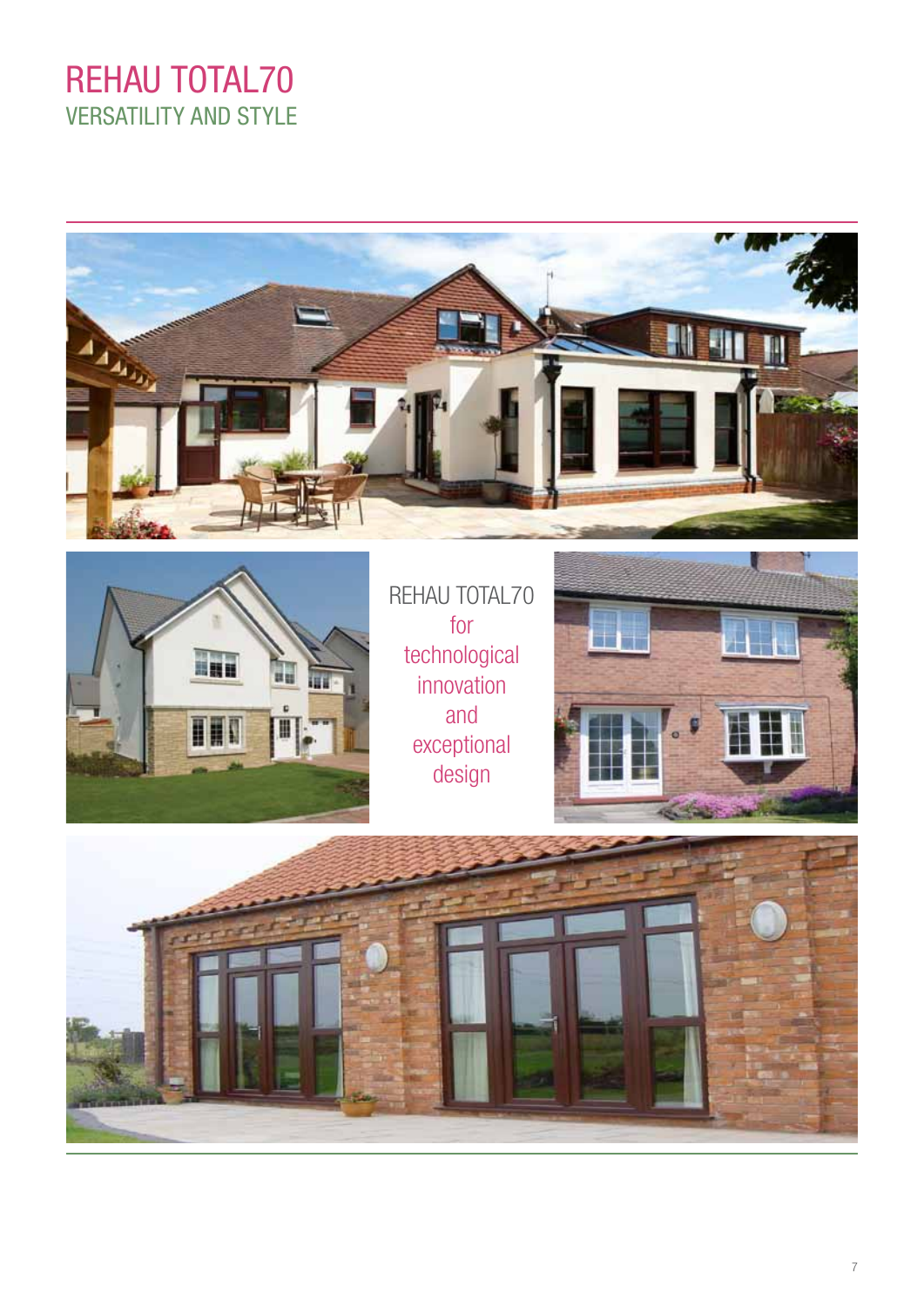# REHAU TOTAL70

## VERSATILITY AND STYLE

REHAU TOTAL70 for technological innovation and exceptional design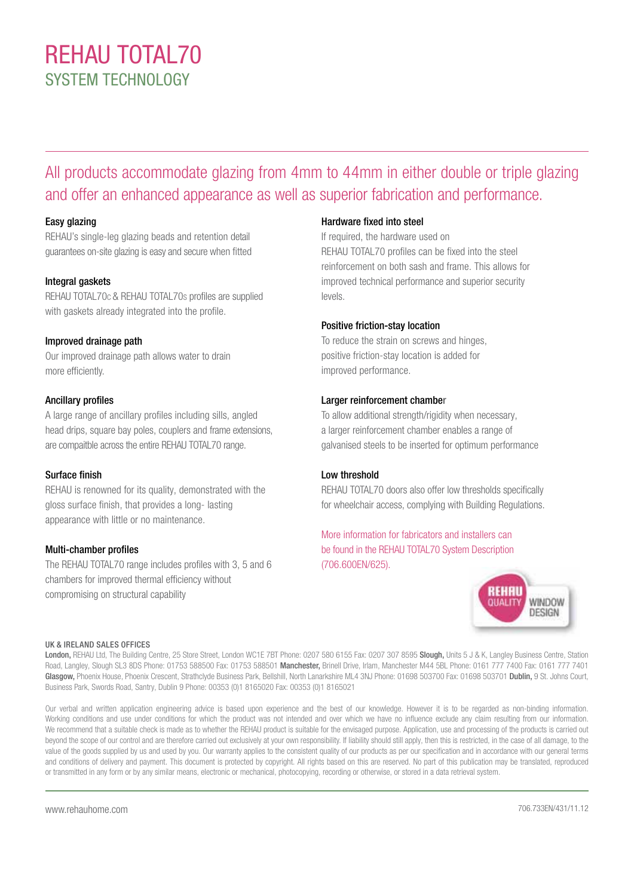# REHAU TOTAL70

## SYSTEM TECHNOLOGY

All products accommodate glazing from 4mm to 44mm in either double or triple glazing and offer an enhanced appearance as well as superior fabrication and performance.

### Easy glazing

REHAU's single-leg glazing beads and retention detail guarantees on-site glazing is easy and secure when fitted

### Integral gaskets

REHAU TOTAL70c & REHAU TOTAL70s profiles are supplied with gaskets already integrated into the profile.

### Improved drainage path

Our improved drainage path allows water to drain more efficiently.

### Ancillary profiles

A large range of ancillary profiles including sills, angled head drips, square bay poles, couplers and frame extensions, are compaitble across the entire REHAU TOTAL70 range.

### Surface finish

REHAU is renowned for its quality, demonstrated with the gloss surface finish, that provides a long- lasting appearance with little or no maintenance.

### Multi-chamber profiles

The REHAU TOTAL70 range includes profiles with 3, 5 and 6 chambers for improved thermal efficiency without compromising on structural capability

### Hardware fixed into steel

If required, the hardware used on REHAU TOTAL70 profiles can be fixed into the steel reinforcement on both sash and frame. This allows for improved technical performance and superior security levels.

### Positive friction-stay location

To reduce the strain on screws and hinges, positive friction-stay location is added for improved performance.

### Larger reinforcement chamber

To allow additional strength/rigidity when necessary, a larger reinforcement chamber enables a range of galvanised steels to be inserted for optimum performance

### Low threshold

REHAU TOTAL70 doors also offer low thresholds specifically for wheelchair access, complying with Building Regulations.

More information for fabricators and installers can be found in the REHAU TOTAL70 System Description (706.600EN/625).

REHAU QUALITY WINDOW DESIGN

UK & IRELAND SALES OFFICES

**London,** REHAU Ltd, The Building Centre, 25 Store Street, London WC1E 7BT Phone: 0207 580 6155 Fax: 0207 307 8595 **Slough,** Units 5 J & K, Langley Business Centre, Station Road, Langley, Slough SL3 8DS Phone: 01753 588500 Fax: 01753 588501 **Manchester,** Brinell Drive, Irlam, Manchester M44 5BL Phone: 0161 777 7400 Fax: 0161 777 7401 **Glasgow,** Phoenix House, Phoenix Crescent, Strathclyde Business Park, Bellshill, North Lanarkshire ML4 3NJ Phone: 01698 503700 Fax: 01698 503701 **Dublin,** 9 St. Johns Court, Business Park, Swords Road, Santry, Dublin 9 Phone: 00353 (0)1 8165020 Fax: 00353 (0)1 8165021

Our verbal and written application engineering advice is based upon experience and the best of our knowledge. However it is to be regarded as non-binding information. Working conditions and use under conditions for which the product was not intended and over which we have no influence exclude any claim resulting from our information. We recommend that a suitable check is made as to whether the REHAU product is suitable for the envisaged purpose. Application, use and processing of the products is carried out beyond the scope of our control and are therefore carried out exclusively at your own responsibility. If liability should still apply, then this is restricted, in the case of all damage, to the value of the goods supplied by us and used by you. Our warranty applies to the consistent quality of our products as per our specification and in accordance with our general terms and conditions of delivery and payment. This document is protected by copyright. All rights based on this are reserved. No part of this publication may be translated, reproduced or transmitted in any form or by any similar means, electronic or mechanical, photocopying, recording or otherwise, or stored in a data retrieval system.

www.rehauhome.com

706.733EN/431/11.12